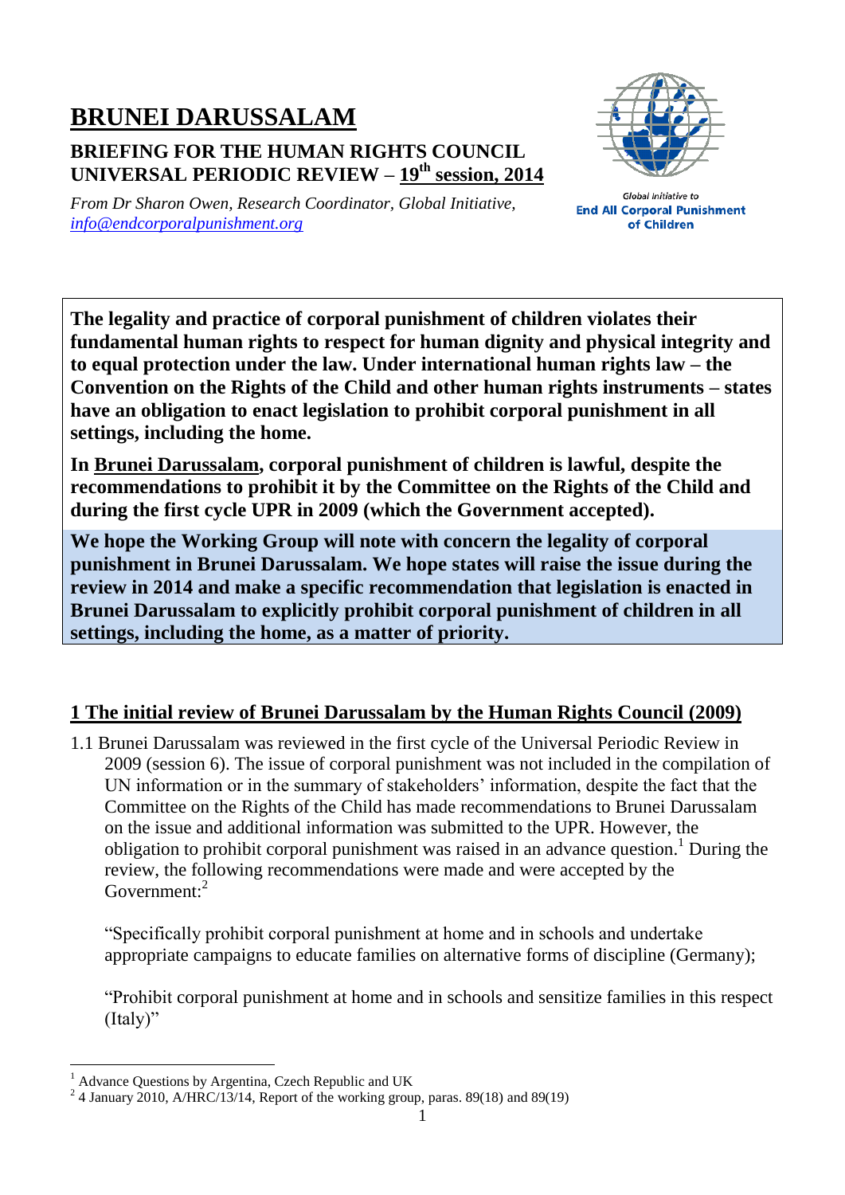# BRUNEI DARUSSALAM

## BRIEFING FOR THE HUMAN RIGHTS COUNCIL UNIVERSAL PERIODIC REVIEW – 19th session, 2014

*From Dr Sharon Owen, Research Coordinator, Global Initiative, info@endcorporalpunishment.org*

Global Initiative to **End All Corporal Punishment of Children**

**The legality and practice of corporal punishment of children violates their fundamental human rights to respect for human dignity and physical integrity and to equal protection under the law. Under international human rights law – the Convention on the Rights of the Child and other human rights instruments – states have an obligation to enact legislation to prohibit corporal punishment in all settings, including the home.**

**In Brunei Darussalam, corporal punishment of children is lawful, despite the recommendations to prohibit it by the Committee on the Rights of the Child and during the first cycle UPR in 2009 (which the Government accepted).**

**We hope the Working Group will note with concern the legality of corporal punishment in Brunei Darussalam. We hope states will raise the issue during the review in 2014 and make a specific recommendation that legislation is enacted in Brunei Darussalam to explicitly prohibit corporal punishment of children in all settings, including the home, as a matter of priority.**

## 1 The initial review of Brunei Darussalam by the Human Rights Council (2009)

1.1 Brunei Darussalam was reviewed in the first cycle of the Universal Periodic Review in 2009 (session 6). The issue of corporal punishment was not included in the compilation of UN information or in the summary of stakeholders' information, despite the fact that the Committee on the Rights of the Child has made recommendations to Brunei Darussalam on the issue and additional information was submitted to the UPR. However, the obligation to prohibit corporal punishment was raised in an advance question.[1] During the review, the following recommendations were made and were accepted by the Government:[2]

"Specifically prohibit corporal punishment at home and in schools and undertake appropriate campaigns to educate families on alternative forms of discipline (Germany);

"Prohibit corporal punishment at home and in schools and sensitize families in this respect (Italy)"

---

[1] Advance Questions by Argentina, Czech Republic and UK

[2] 4 January 2010, A/HRC/13/14, Report of the working group, paras. 89(18) and 89(19)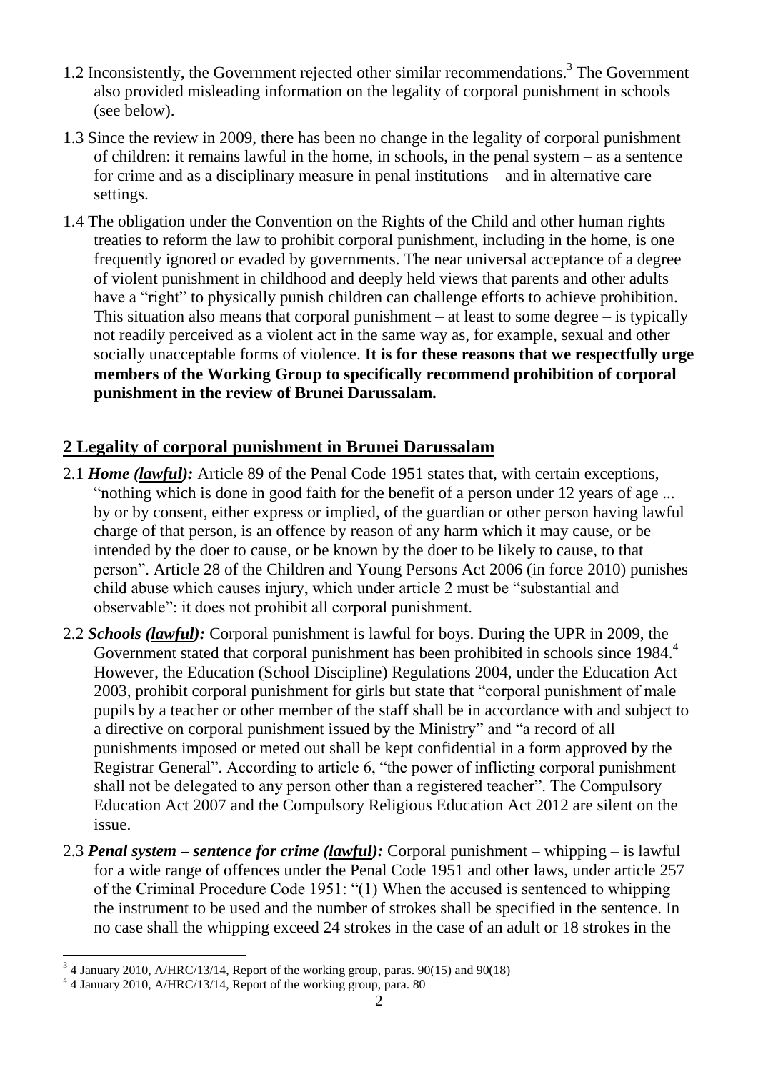1.2 Inconsistently, the Government rejected other similar recommendations.[3] The Government also provided misleading information on the legality of corporal punishment in schools (see below).

1.3 Since the review in 2009, there has been no change in the legality of corporal punishment of children: it remains lawful in the home, in schools, in the penal system – as a sentence for crime and as a disciplinary measure in penal institutions – and in alternative care settings.

1.4 The obligation under the Convention on the Rights of the Child and other human rights treaties to reform the law to prohibit corporal punishment, including in the home, is one frequently ignored or evaded by governments. The near universal acceptance of a degree of violent punishment in childhood and deeply held views that parents and other adults have a "right" to physically punish children can challenge efforts to achieve prohibition. This situation also means that corporal punishment – at least to some degree – is typically not readily perceived as a violent act in the same way as, for example, sexual and other socially unacceptable forms of violence. **It is for these reasons that we respectfully urge members of the Working Group to specifically recommend prohibition of corporal punishment in the review of Brunei Darussalam.**

## 2 Legality of corporal punishment in Brunei Darussalam

2.1 ***Home (lawful):*** Article 89 of the Penal Code 1951 states that, with certain exceptions, "nothing which is done in good faith for the benefit of a person under 12 years of age ... by or by consent, either express or implied, of the guardian or other person having lawful charge of that person, is an offence by reason of any harm which it may cause, or be intended by the doer to cause, or be known by the doer to be likely to cause, to that person". Article 28 of the Children and Young Persons Act 2006 (in force 2010) punishes child abuse which causes injury, which under article 2 must be "substantial and observable": it does not prohibit all corporal punishment.

2.2 ***Schools (lawful):*** Corporal punishment is lawful for boys. During the UPR in 2009, the Government stated that corporal punishment has been prohibited in schools since 1984.[4] However, the Education (School Discipline) Regulations 2004, under the Education Act 2003, prohibit corporal punishment for girls but state that "corporal punishment of male pupils by a teacher or other member of the staff shall be in accordance with and subject to a directive on corporal punishment issued by the Ministry" and "a record of all punishments imposed or meted out shall be kept confidential in a form approved by the Registrar General". According to article 6, "the power of inflicting corporal punishment shall not be delegated to any person other than a registered teacher". The Compulsory Education Act 2007 and the Compulsory Religious Education Act 2012 are silent on the issue.

2.3 ***Penal system – sentence for crime (lawful):*** Corporal punishment – whipping – is lawful for a wide range of offences under the Penal Code 1951 and other laws, under article 257 of the Criminal Procedure Code 1951: "(1) When the accused is sentenced to whipping the instrument to be used and the number of strokes shall be specified in the sentence. In no case shall the whipping exceed 24 strokes in the case of an adult or 18 strokes in the

---

[3] 4 January 2010, A/HRC/13/14, Report of the working group, paras. 90(15) and 90(18)

[4] 4 January 2010, A/HRC/13/14, Report of the working group, para. 80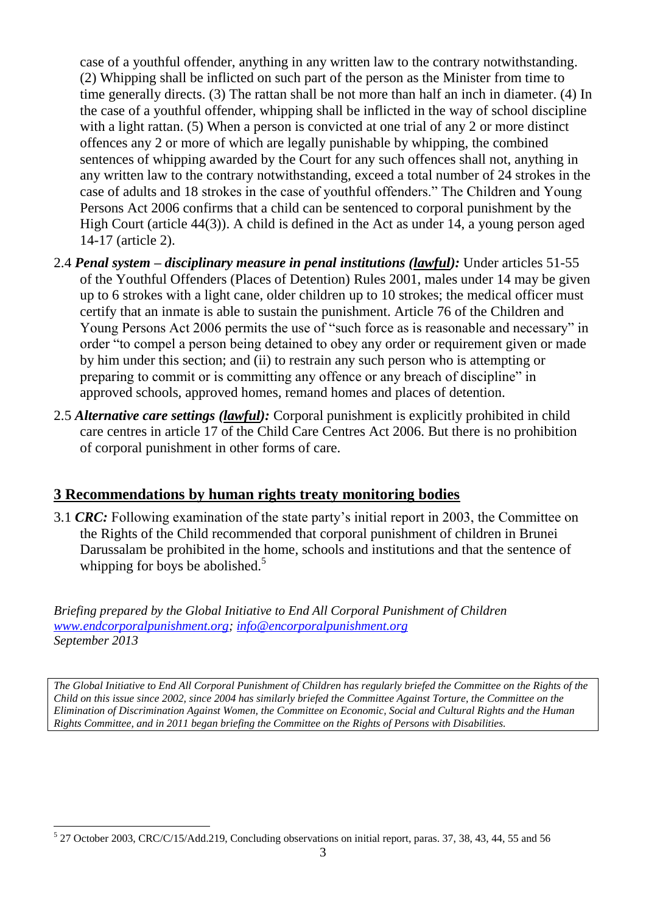case of a youthful offender, anything in any written law to the contrary notwithstanding. (2) Whipping shall be inflicted on such part of the person as the Minister from time to time generally directs. (3) The rattan shall be not more than half an inch in diameter. (4) In the case of a youthful offender, whipping shall be inflicted in the way of school discipline with a light rattan. (5) When a person is convicted at one trial of any 2 or more distinct offences any 2 or more of which are legally punishable by whipping, the combined sentences of whipping awarded by the Court for any such offences shall not, anything in any written law to the contrary notwithstanding, exceed a total number of 24 strokes in the case of adults and 18 strokes in the case of youthful offenders." The Children and Young Persons Act 2006 confirms that a child can be sentenced to corporal punishment by the High Court (article 44(3)). A child is defined in the Act as under 14, a young person aged 14-17 (article 2).

2.4 ***Penal system – disciplinary measure in penal institutions (lawful):*** Under articles 51-55 of the Youthful Offenders (Places of Detention) Rules 2001, males under 14 may be given up to 6 strokes with a light cane, older children up to 10 strokes; the medical officer must certify that an inmate is able to sustain the punishment. Article 76 of the Children and Young Persons Act 2006 permits the use of "such force as is reasonable and necessary" in order "to compel a person being detained to obey any order or requirement given or made by him under this section; and (ii) to restrain any such person who is attempting or preparing to commit or is committing any offence or any breach of discipline" in approved schools, approved homes, remand homes and places of detention.

2.5 ***Alternative care settings (lawful):*** Corporal punishment is explicitly prohibited in child care centres in article 17 of the Child Care Centres Act 2006. But there is no prohibition of corporal punishment in other forms of care.

## 3 Recommendations by human rights treaty monitoring bodies

3.1 ***CRC:*** Following examination of the state party's initial report in 2003, the Committee on the Rights of the Child recommended that corporal punishment of children in Brunei Darussalam be prohibited in the home, schools and institutions and that the sentence of whipping for boys be abolished.[5]

*Briefing prepared by the Global Initiative to End All Corporal Punishment of Children*
*www.endcorporalpunishment.org; info@encorporalpunishment.org*
*September 2013*

*The Global Initiative to End All Corporal Punishment of Children has regularly briefed the Committee on the Rights of the Child on this issue since 2002, since 2004 has similarly briefed the Committee Against Torture, the Committee on the Elimination of Discrimination Against Women, the Committee on Economic, Social and Cultural Rights and the Human Rights Committee, and in 2011 began briefing the Committee on the Rights of Persons with Disabilities.*

[5] 27 October 2003, CRC/C/15/Add.219, Concluding observations on initial report, paras. 37, 38, 43, 44, 55 and 56